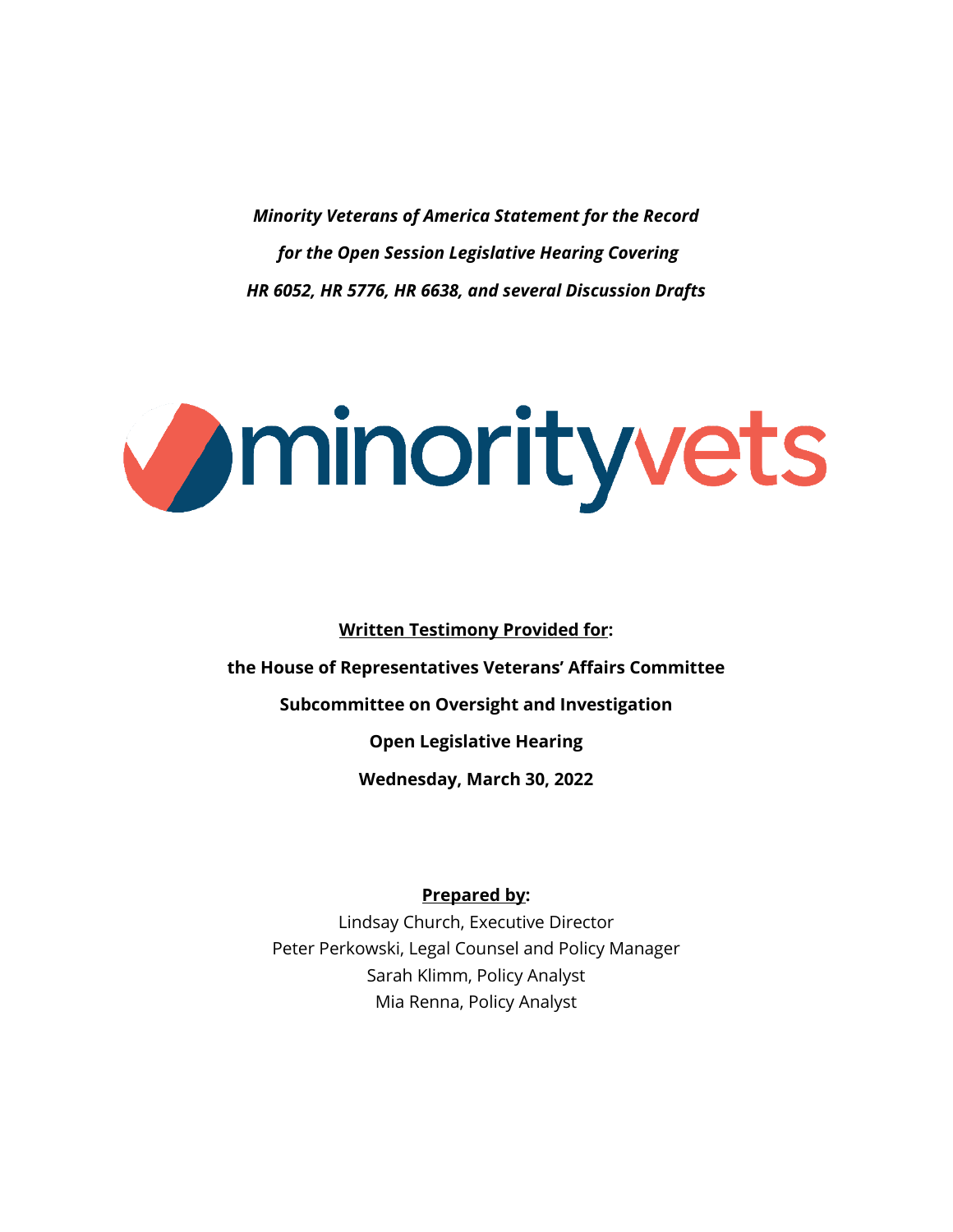***Minority Veterans of America Statement for the Record***

***for the Open Session Legislative Hearing Covering***

***HR 6052, HR 5776, HR 6638, and several Discussion Drafts***

minorityvets

**Written Testimony Provided for:**

**the House of Representatives Veterans' Affairs Committee**

**Subcommittee on Oversight and Investigation**

**Open Legislative Hearing**

**Wednesday, March 30, 2022**

**Prepared by:**

Lindsay Church, Executive Director

Peter Perkowski, Legal Counsel and Policy Manager

Sarah Klimm, Policy Analyst

Mia Renna, Policy Analyst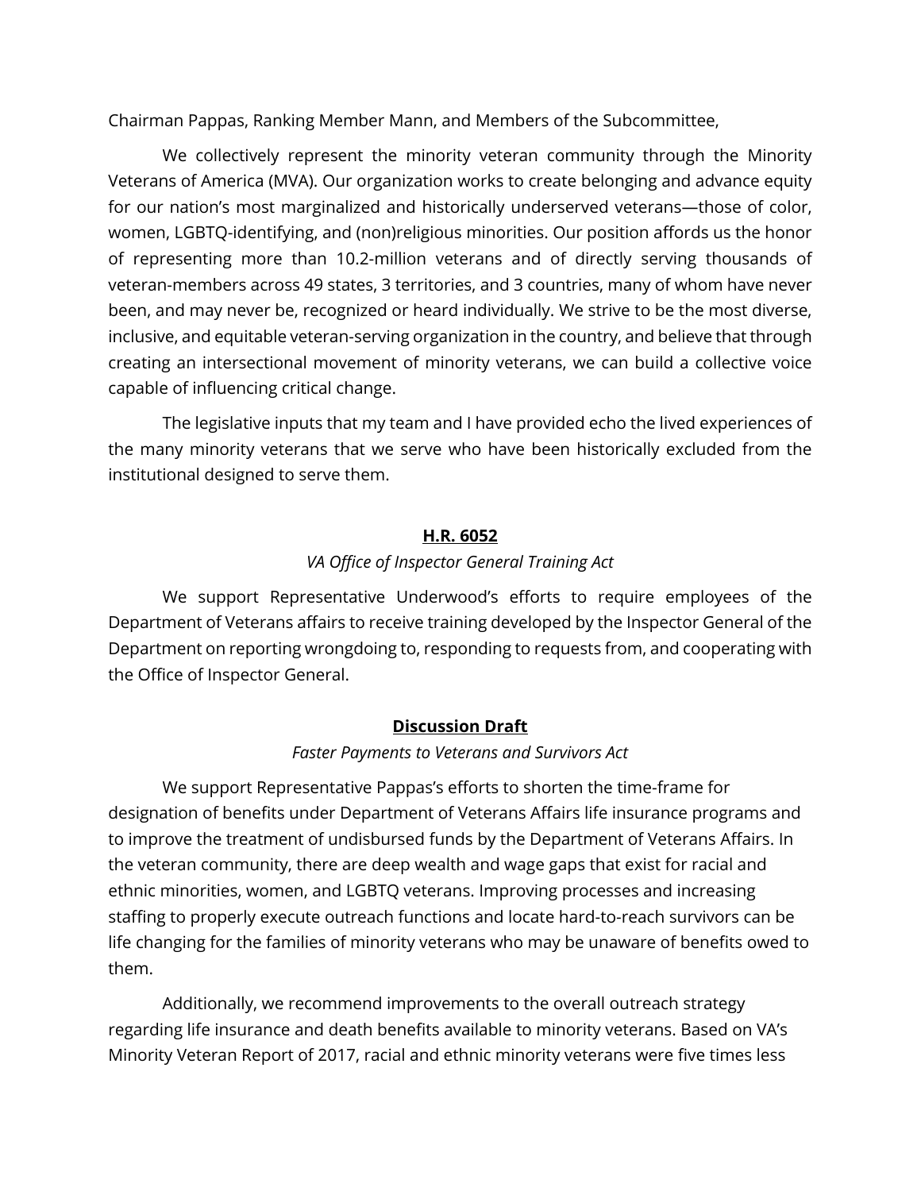Chairman Pappas, Ranking Member Mann, and Members of the Subcommittee,

We collectively represent the minority veteran community through the Minority Veterans of America (MVA). Our organization works to create belonging and advance equity for our nation's most marginalized and historically underserved veterans—those of color, women, LGBTQ-identifying, and (non)religious minorities. Our position affords us the honor of representing more than 10.2-million veterans and of directly serving thousands of veteran-members across 49 states, 3 territories, and 3 countries, many of whom have never been, and may never be, recognized or heard individually. We strive to be the most diverse, inclusive, and equitable veteran-serving organization in the country, and believe that through creating an intersectional movement of minority veterans, we can build a collective voice capable of influencing critical change.

The legislative inputs that my team and I have provided echo the lived experiences of the many minority veterans that we serve who have been historically excluded from the institutional designed to serve them.

## H.R. 6052

*VA Office of Inspector General Training Act*

We support Representative Underwood's efforts to require employees of the Department of Veterans affairs to receive training developed by the Inspector General of the Department on reporting wrongdoing to, responding to requests from, and cooperating with the Office of Inspector General.

## Discussion Draft

*Faster Payments to Veterans and Survivors Act*

We support Representative Pappas's efforts to shorten the time-frame for designation of benefits under Department of Veterans Affairs life insurance programs and to improve the treatment of undisbursed funds by the Department of Veterans Affairs. In the veteran community, there are deep wealth and wage gaps that exist for racial and ethnic minorities, women, and LGBTQ veterans. Improving processes and increasing staffing to properly execute outreach functions and locate hard-to-reach survivors can be life changing for the families of minority veterans who may be unaware of benefits owed to them.

Additionally, we recommend improvements to the overall outreach strategy regarding life insurance and death benefits available to minority veterans. Based on VA's Minority Veteran Report of 2017, racial and ethnic minority veterans were five times less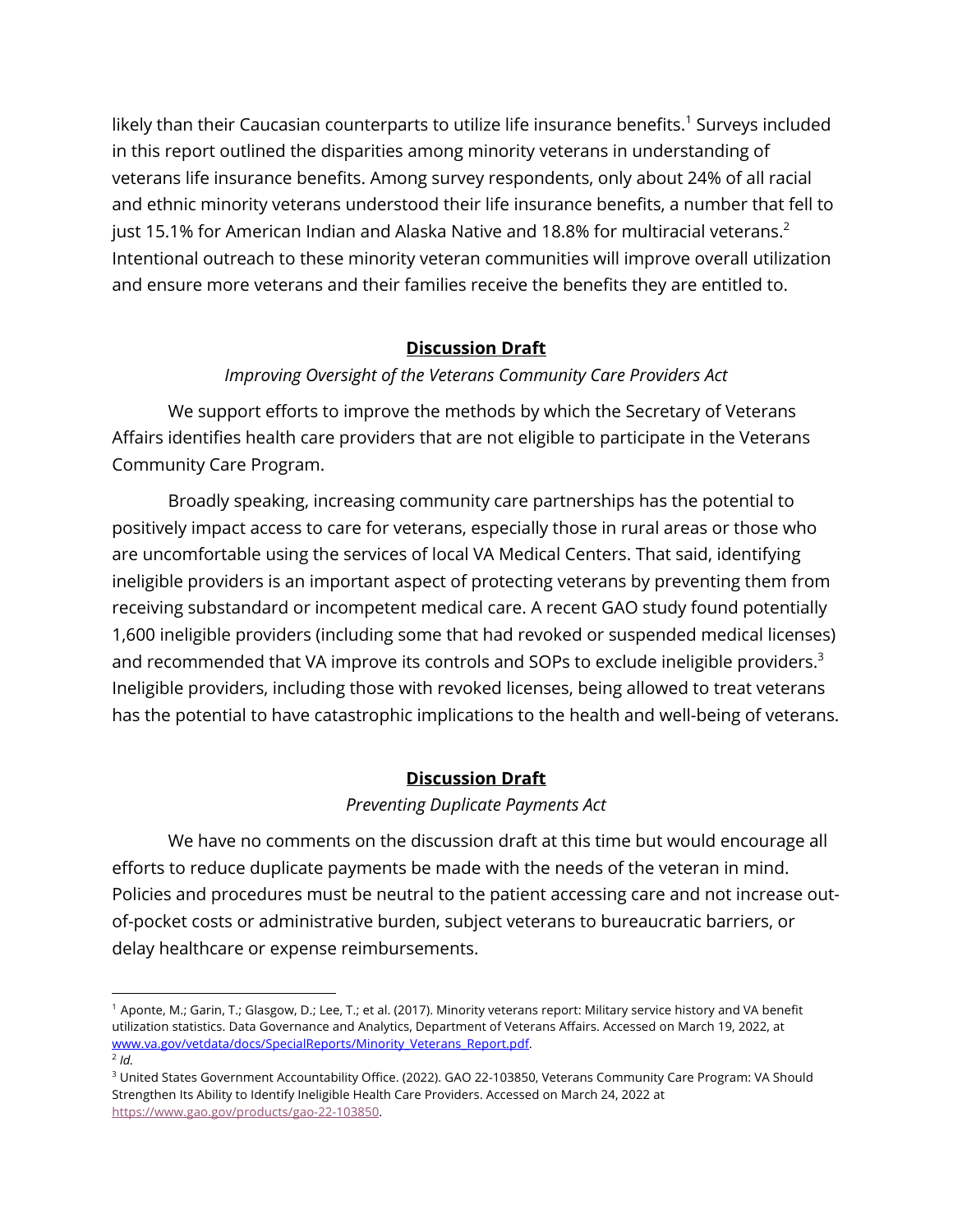likely than their Caucasian counterparts to utilize life insurance benefits.[1] Surveys included in this report outlined the disparities among minority veterans in understanding of veterans life insurance benefits. Among survey respondents, only about 24% of all racial and ethnic minority veterans understood their life insurance benefits, a number that fell to just 15.1% for American Indian and Alaska Native and 18.8% for multiracial veterans.[2] Intentional outreach to these minority veteran communities will improve overall utilization and ensure more veterans and their families receive the benefits they are entitled to.

## **Discussion Draft**

*Improving Oversight of the Veterans Community Care Providers Act*

We support efforts to improve the methods by which the Secretary of Veterans Affairs identifies health care providers that are not eligible to participate in the Veterans Community Care Program.

Broadly speaking, increasing community care partnerships has the potential to positively impact access to care for veterans, especially those in rural areas or those who are uncomfortable using the services of local VA Medical Centers. That said, identifying ineligible providers is an important aspect of protecting veterans by preventing them from receiving substandard or incompetent medical care. A recent GAO study found potentially 1,600 ineligible providers (including some that had revoked or suspended medical licenses) and recommended that VA improve its controls and SOPs to exclude ineligible providers.[3] Ineligible providers, including those with revoked licenses, being allowed to treat veterans has the potential to have catastrophic implications to the health and well-being of veterans.

## **Discussion Draft**

*Preventing Duplicate Payments Act*

We have no comments on the discussion draft at this time but would encourage all efforts to reduce duplicate payments be made with the needs of the veteran in mind. Policies and procedures must be neutral to the patient accessing care and not increase out-of-pocket costs or administrative burden, subject veterans to bureaucratic barriers, or delay healthcare or expense reimbursements.

---

[1] Aponte, M.; Garin, T.; Glasgow, D.; Lee, T.; et al. (2017). Minority veterans report: Military service history and VA benefit utilization statistics. Data Governance and Analytics, Department of Veterans Affairs. Accessed on March 19, 2022, at www.va.gov/vetdata/docs/SpecialReports/Minority_Veterans_Report.pdf.

[2] *Id.*

[3] United States Government Accountability Office. (2022). GAO 22-103850, Veterans Community Care Program: VA Should Strengthen Its Ability to Identify Ineligible Health Care Providers. Accessed on March 24, 2022 at https://www.gao.gov/products/gao-22-103850.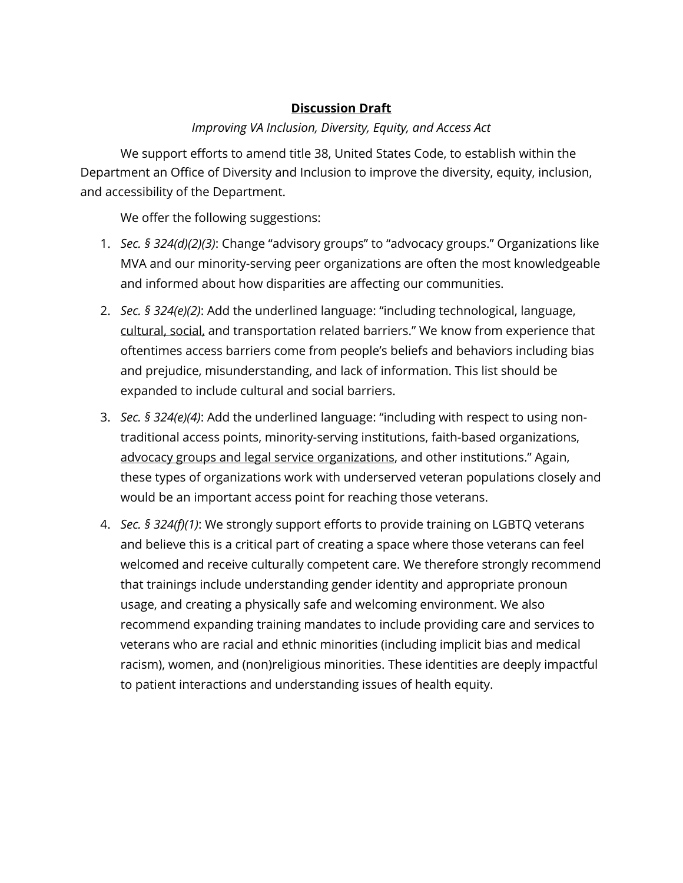**<u>Discussion Draft</u>**

*Improving VA Inclusion, Diversity, Equity, and Access Act*

We support efforts to amend title 38, United States Code, to establish within the Department an Office of Diversity and Inclusion to improve the diversity, equity, inclusion, and accessibility of the Department.

We offer the following suggestions:

1. *Sec. § 324(d)(2)(3)*: Change "advisory groups" to "advocacy groups." Organizations like MVA and our minority-serving peer organizations are often the most knowledgeable and informed about how disparities are affecting our communities.
2. *Sec. § 324(e)(2)*: Add the underlined language: "including technological, language, <u>cultural, social,</u> and transportation related barriers." We know from experience that oftentimes access barriers come from people's beliefs and behaviors including bias and prejudice, misunderstanding, and lack of information. This list should be expanded to include cultural and social barriers.
3. *Sec. § 324(e)(4)*: Add the underlined language: "including with respect to using non-traditional access points, minority-serving institutions, faith-based organizations, <u>advocacy groups and legal service organizations</u>, and other institutions." Again, these types of organizations work with underserved veteran populations closely and would be an important access point for reaching those veterans.
4. *Sec. § 324(f)(1)*: We strongly support efforts to provide training on LGBTQ veterans and believe this is a critical part of creating a space where those veterans can feel welcomed and receive culturally competent care. We therefore strongly recommend that trainings include understanding gender identity and appropriate pronoun usage, and creating a physically safe and welcoming environment. We also recommend expanding training mandates to include providing care and services to veterans who are racial and ethnic minorities (including implicit bias and medical racism), women, and (non)religious minorities. These identities are deeply impactful to patient interactions and understanding issues of health equity.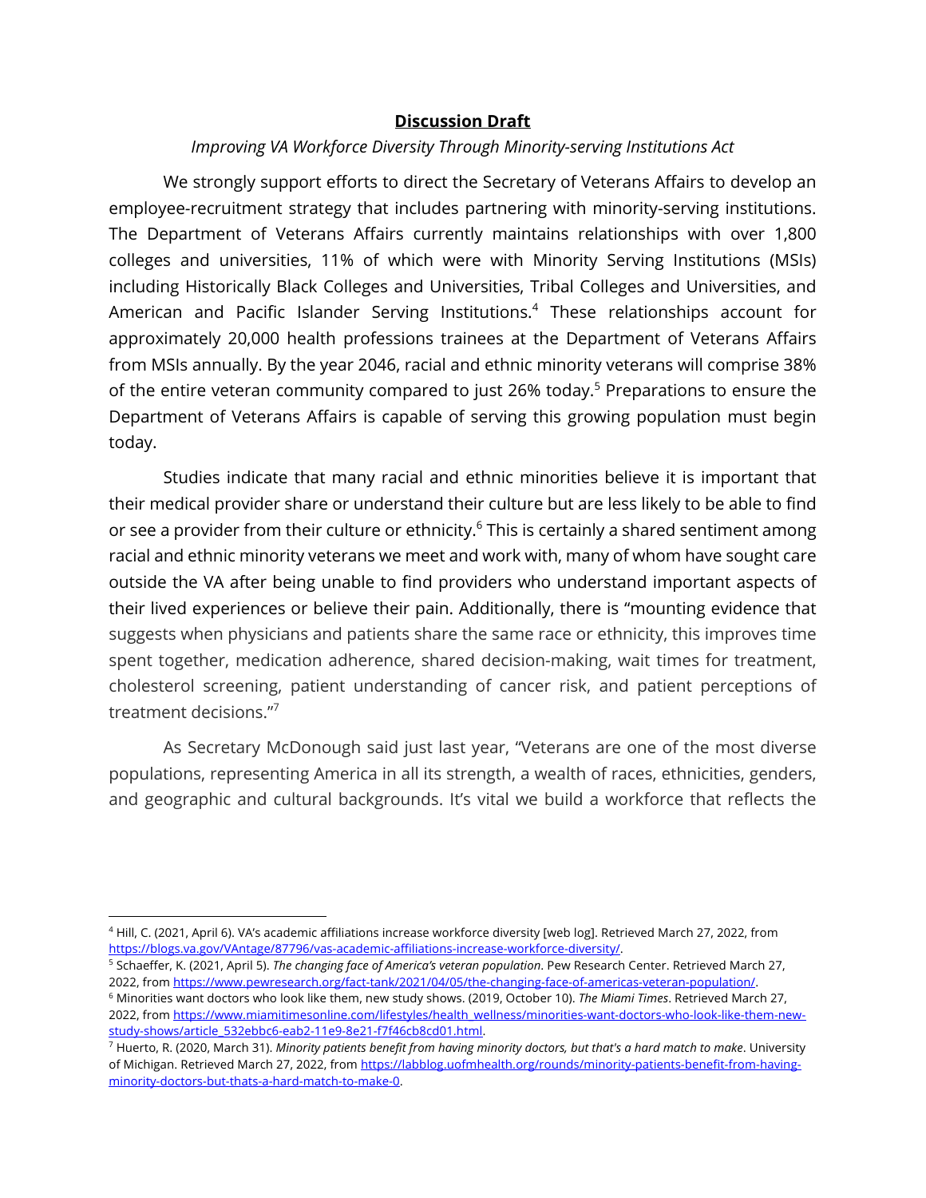**Discussion Draft**

*Improving VA Workforce Diversity Through Minority-serving Institutions Act*

We strongly support efforts to direct the Secretary of Veterans Affairs to develop an employee-recruitment strategy that includes partnering with minority-serving institutions. The Department of Veterans Affairs currently maintains relationships with over 1,800 colleges and universities, 11% of which were with Minority Serving Institutions (MSIs) including Historically Black Colleges and Universities, Tribal Colleges and Universities, and American and Pacific Islander Serving Institutions.[4] These relationships account for approximately 20,000 health professions trainees at the Department of Veterans Affairs from MSIs annually. By the year 2046, racial and ethnic minority veterans will comprise 38% of the entire veteran community compared to just 26% today.[5] Preparations to ensure the Department of Veterans Affairs is capable of serving this growing population must begin today.

Studies indicate that many racial and ethnic minorities believe it is important that their medical provider share or understand their culture but are less likely to be able to find or see a provider from their culture or ethnicity.[6] This is certainly a shared sentiment among racial and ethnic minority veterans we meet and work with, many of whom have sought care outside the VA after being unable to find providers who understand important aspects of their lived experiences or believe their pain. Additionally, there is "mounting evidence that suggests when physicians and patients share the same race or ethnicity, this improves time spent together, medication adherence, shared decision-making, wait times for treatment, cholesterol screening, patient understanding of cancer risk, and patient perceptions of treatment decisions."[7]

As Secretary McDonough said just last year, "Veterans are one of the most diverse populations, representing America in all its strength, a wealth of races, ethnicities, genders, and geographic and cultural backgrounds. It's vital we build a workforce that reflects the

---

[4] Hill, C. (2021, April 6). VA's academic affiliations increase workforce diversity [web log]. Retrieved March 27, 2022, from https://blogs.va.gov/VAntage/87796/vas-academic-affiliations-increase-workforce-diversity/.

[5] Schaeffer, K. (2021, April 5). *The changing face of America's veteran population*. Pew Research Center. Retrieved March 27, 2022, from https://www.pewresearch.org/fact-tank/2021/04/05/the-changing-face-of-americas-veteran-population/.

[6] Minorities want doctors who look like them, new study shows. (2019, October 10). *The Miami Times*. Retrieved March 27, 2022, from https://www.miamitimesonline.com/lifestyles/health_wellness/minorities-want-doctors-who-look-like-them-new-study-shows/article_532ebbc6-eab2-11e9-8e21-f7f46cb8cd01.html.

[7] Huerto, R. (2020, March 31). *Minority patients benefit from having minority doctors, but that's a hard match to make*. University of Michigan. Retrieved March 27, 2022, from https://labblog.uofmhealth.org/rounds/minority-patients-benefit-from-having-minority-doctors-but-thats-a-hard-match-to-make-0.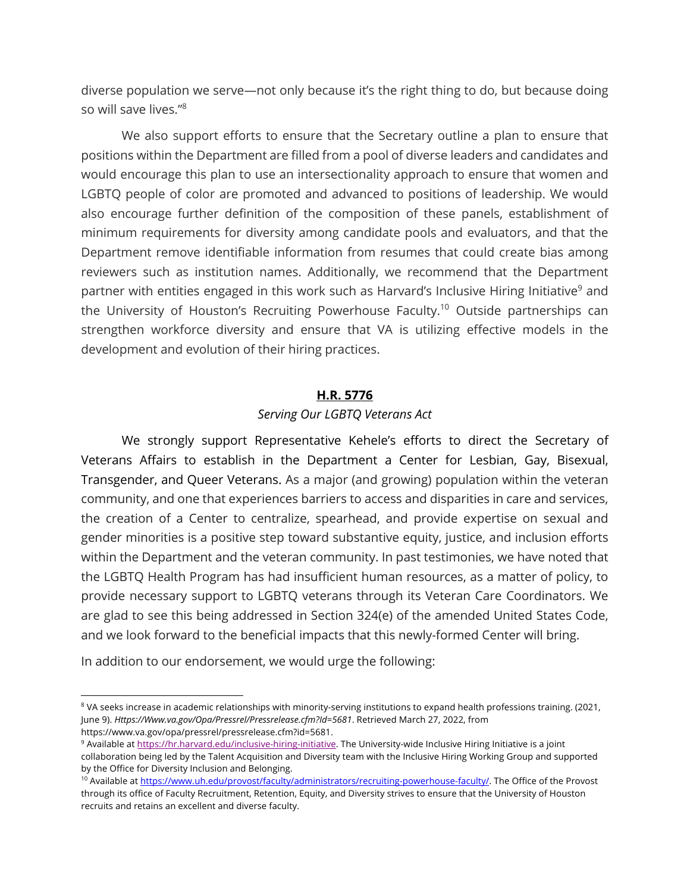diverse population we serve—not only because it's the right thing to do, but because doing so will save lives."[8]

We also support efforts to ensure that the Secretary outline a plan to ensure that positions within the Department are filled from a pool of diverse leaders and candidates and would encourage this plan to use an intersectionality approach to ensure that women and LGBTQ people of color are promoted and advanced to positions of leadership. We would also encourage further definition of the composition of these panels, establishment of minimum requirements for diversity among candidate pools and evaluators, and that the Department remove identifiable information from resumes that could create bias among reviewers such as institution names. Additionally, we recommend that the Department partner with entities engaged in this work such as Harvard's Inclusive Hiring Initiative[9] and the University of Houston's Recruiting Powerhouse Faculty.[10] Outside partnerships can strengthen workforce diversity and ensure that VA is utilizing effective models in the development and evolution of their hiring practices.

## **H.R. 5776**

*Serving Our LGBTQ Veterans Act*

We strongly support Representative Kehele's efforts to direct the Secretary of Veterans Affairs to establish in the Department a Center for Lesbian, Gay, Bisexual, Transgender, and Queer Veterans. As a major (and growing) population within the veteran community, and one that experiences barriers to access and disparities in care and services, the creation of a Center to centralize, spearhead, and provide expertise on sexual and gender minorities is a positive step toward substantive equity, justice, and inclusion efforts within the Department and the veteran community. In past testimonies, we have noted that the LGBTQ Health Program has had insufficient human resources, as a matter of policy, to provide necessary support to LGBTQ veterans through its Veteran Care Coordinators. We are glad to see this being addressed in Section 324(e) of the amended United States Code, and we look forward to the beneficial impacts that this newly-formed Center will bring.

In addition to our endorsement, we would urge the following:

---

[8] VA seeks increase in academic relationships with minority-serving institutions to expand health professions training. (2021, June 9). *Https://Www.va.gov/Opa/Pressrel/Pressrelease.cfm?Id=5681*. Retrieved March 27, 2022, from https://www.va.gov/opa/pressrel/pressrelease.cfm?id=5681.

[9] Available at https://hr.harvard.edu/inclusive-hiring-initiative. The University-wide Inclusive Hiring Initiative is a joint collaboration being led by the Talent Acquisition and Diversity team with the Inclusive Hiring Working Group and supported by the Office for Diversity Inclusion and Belonging.

[10] Available at https://www.uh.edu/provost/faculty/administrators/recruiting-powerhouse-faculty/. The Office of the Provost through its office of Faculty Recruitment, Retention, Equity, and Diversity strives to ensure that the University of Houston recruits and retains an excellent and diverse faculty.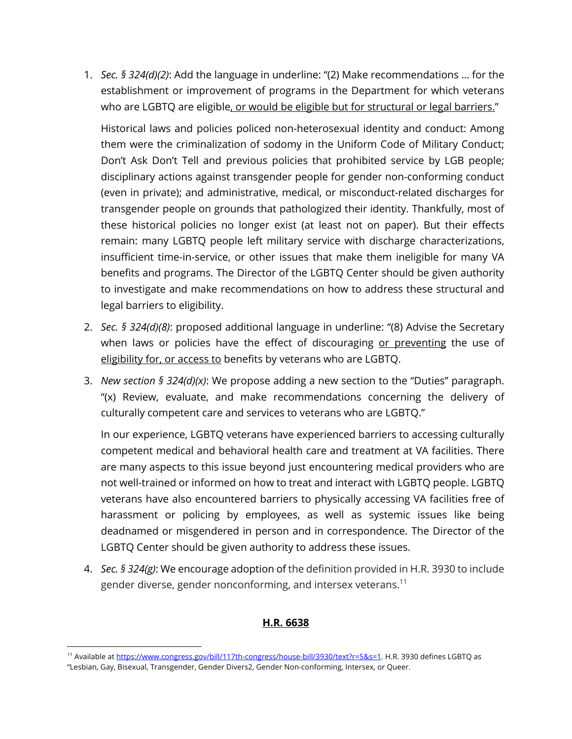1. *Sec. § 324(d)(2)*: Add the language in underline: "(2) Make recommendations … for the establishment or improvement of programs in the Department for which veterans who are LGBTQ are eligible<u>, or would be eligible but for structural or legal barriers.</u>"

   Historical laws and policies policed non-heterosexual identity and conduct: Among them were the criminalization of sodomy in the Uniform Code of Military Conduct; Don't Ask Don't Tell and previous policies that prohibited service by LGB people; disciplinary actions against transgender people for gender non-conforming conduct (even in private); and administrative, medical, or misconduct-related discharges for transgender people on grounds that pathologized their identity. Thankfully, most of these historical policies no longer exist (at least not on paper). But their effects remain: many LGBTQ people left military service with discharge characterizations, insufficient time-in-service, or other issues that make them ineligible for many VA benefits and programs. The Director of the LGBTQ Center should be given authority to investigate and make recommendations on how to address these structural and legal barriers to eligibility.

2. *Sec. § 324(d)(8)*: proposed additional language in underline: "(8) Advise the Secretary when laws or policies have the effect of discouraging <u>or preventing</u> the use of <u>eligibility for, or access to</u> benefits by veterans who are LGBTQ.

3. *New section § 324(d)(x)*: We propose adding a new section to the "Duties" paragraph. "(x) Review, evaluate, and make recommendations concerning the delivery of culturally competent care and services to veterans who are LGBTQ."

   In our experience, LGBTQ veterans have experienced barriers to accessing culturally competent medical and behavioral health care and treatment at VA facilities. There are many aspects to this issue beyond just encountering medical providers who are not well-trained or informed on how to treat and interact with LGBTQ people. LGBTQ veterans have also encountered barriers to physically accessing VA facilities free of harassment or policing by employees, as well as systemic issues like being deadnamed or misgendered in person and in correspondence. The Director of the LGBTQ Center should be given authority to address these issues.

4. *Sec. § 324(g)*: We encourage adoption of the definition provided in H.R. 3930 to include gender diverse, gender nonconforming, and intersex veterans.[11]

## <u>**H.R. 6638**</u>

[11] Available at https://www.congress.gov/bill/117th-congress/house-bill/3930/text?r=5&s=1. H.R. 3930 defines LGBTQ as "Lesbian, Gay, Bisexual, Transgender, Gender Divers2, Gender Non-conforming, Intersex, or Queer.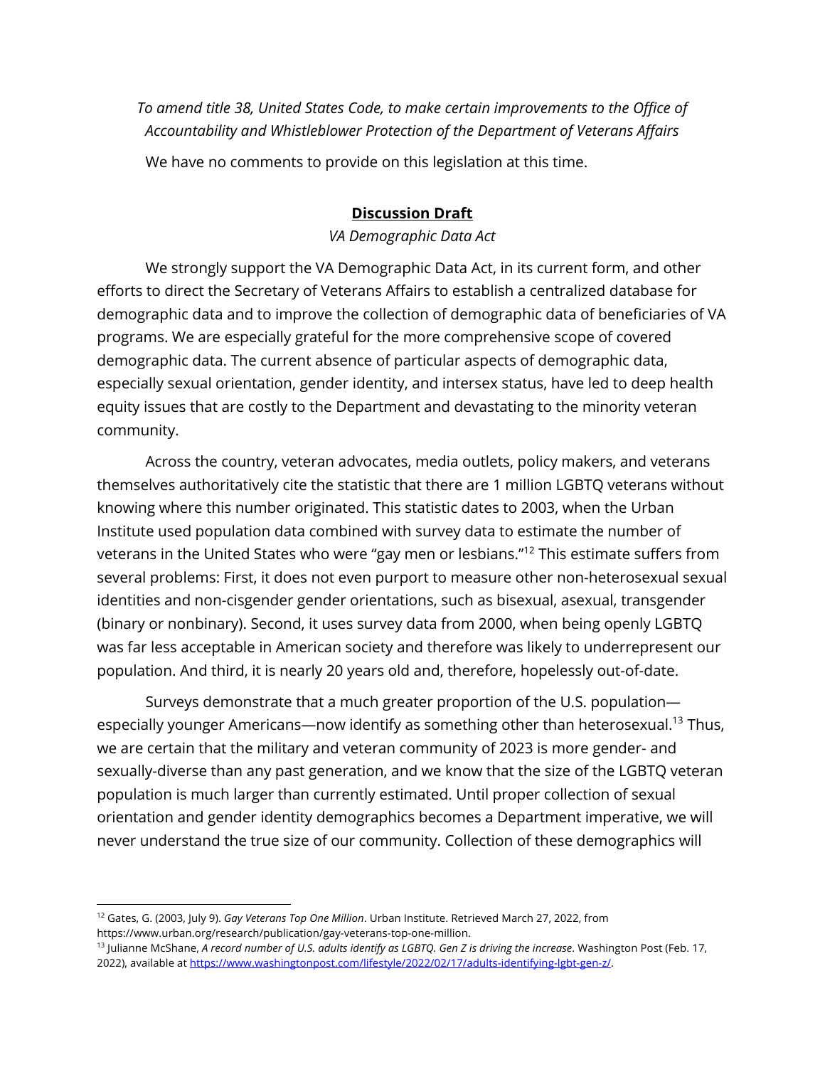*To amend title 38, United States Code, to make certain improvements to the Office of Accountability and Whistleblower Protection of the Department of Veterans Affairs*

We have no comments to provide on this legislation at this time.

**Discussion Draft**

*VA Demographic Data Act*

We strongly support the VA Demographic Data Act, in its current form, and other efforts to direct the Secretary of Veterans Affairs to establish a centralized database for demographic data and to improve the collection of demographic data of beneficiaries of VA programs. We are especially grateful for the more comprehensive scope of covered demographic data. The current absence of particular aspects of demographic data, especially sexual orientation, gender identity, and intersex status, have led to deep health equity issues that are costly to the Department and devastating to the minority veteran community.

Across the country, veteran advocates, media outlets, policy makers, and veterans themselves authoritatively cite the statistic that there are 1 million LGBTQ veterans without knowing where this number originated. This statistic dates to 2003, when the Urban Institute used population data combined with survey data to estimate the number of veterans in the United States who were "gay men or lesbians."[12] This estimate suffers from several problems: First, it does not even purport to measure other non-heterosexual sexual identities and non-cisgender gender orientations, such as bisexual, asexual, transgender (binary or nonbinary). Second, it uses survey data from 2000, when being openly LGBTQ was far less acceptable in American society and therefore was likely to underrepresent our population. And third, it is nearly 20 years old and, therefore, hopelessly out-of-date.

Surveys demonstrate that a much greater proportion of the U.S. population—especially younger Americans—now identify as something other than heterosexual.[13] Thus, we are certain that the military and veteran community of 2023 is more gender- and sexually-diverse than any past generation, and we know that the size of the LGBTQ veteran population is much larger than currently estimated. Until proper collection of sexual orientation and gender identity demographics becomes a Department imperative, we will never understand the true size of our community. Collection of these demographics will

---

[12] Gates, G. (2003, July 9). *Gay Veterans Top One Million*. Urban Institute. Retrieved March 27, 2022, from https://www.urban.org/research/publication/gay-veterans-top-one-million.

[13] Julianne McShane, *A record number of U.S. adults identify as LGBTQ. Gen Z is driving the increase*. Washington Post (Feb. 17, 2022), available at https://www.washingtonpost.com/lifestyle/2022/02/17/adults-identifying-lgbt-gen-z/.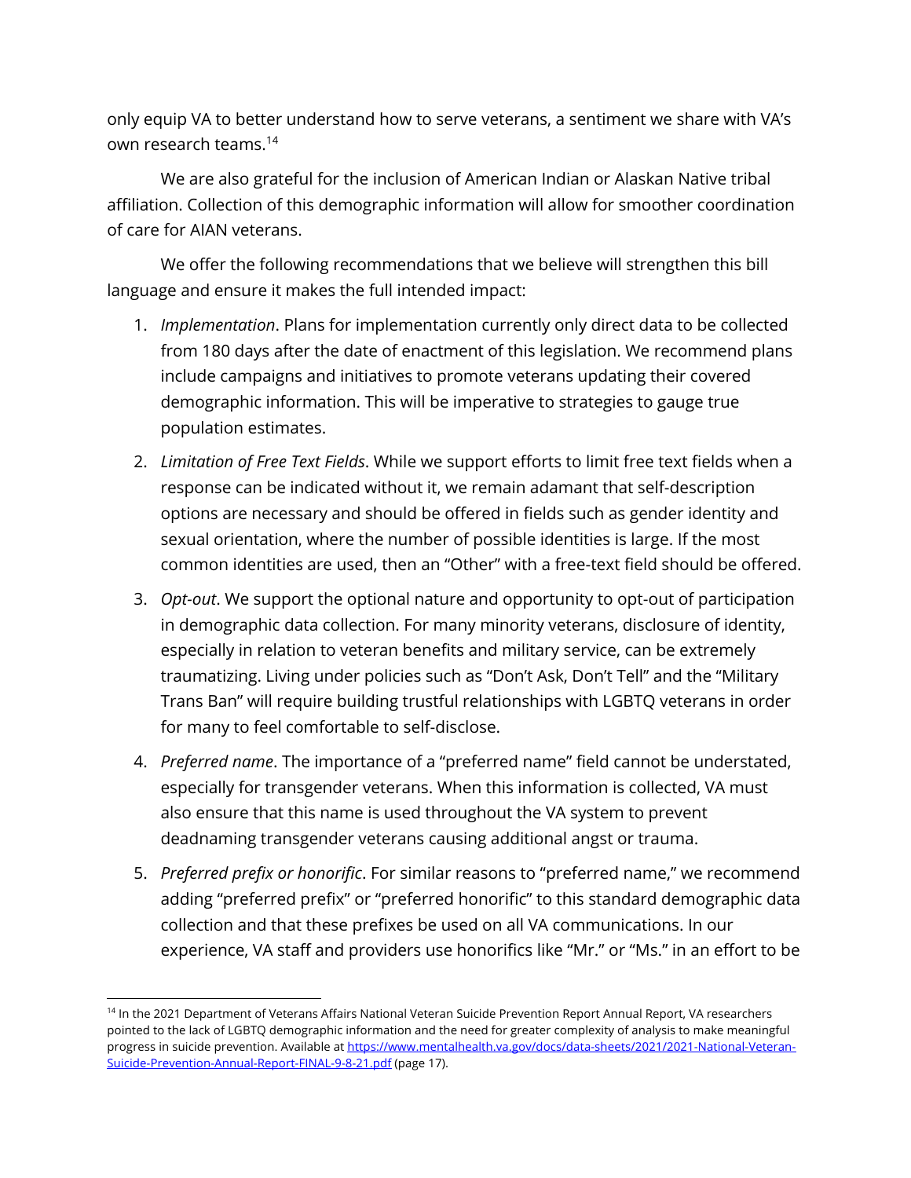only equip VA to better understand how to serve veterans, a sentiment we share with VA's own research teams.[14]

We are also grateful for the inclusion of American Indian or Alaskan Native tribal affiliation. Collection of this demographic information will allow for smoother coordination of care for AIAN veterans.

We offer the following recommendations that we believe will strengthen this bill language and ensure it makes the full intended impact:

1. *Implementation*. Plans for implementation currently only direct data to be collected from 180 days after the date of enactment of this legislation. We recommend plans include campaigns and initiatives to promote veterans updating their covered demographic information. This will be imperative to strategies to gauge true population estimates.
2. *Limitation of Free Text Fields*. While we support efforts to limit free text fields when a response can be indicated without it, we remain adamant that self-description options are necessary and should be offered in fields such as gender identity and sexual orientation, where the number of possible identities is large. If the most common identities are used, then an "Other" with a free-text field should be offered.
3. *Opt-out*. We support the optional nature and opportunity to opt-out of participation in demographic data collection. For many minority veterans, disclosure of identity, especially in relation to veteran benefits and military service, can be extremely traumatizing. Living under policies such as "Don't Ask, Don't Tell" and the "Military Trans Ban" will require building trustful relationships with LGBTQ veterans in order for many to feel comfortable to self-disclose.
4. *Preferred name*. The importance of a "preferred name" field cannot be understated, especially for transgender veterans. When this information is collected, VA must also ensure that this name is used throughout the VA system to prevent deadnaming transgender veterans causing additional angst or trauma.
5. *Preferred prefix or honorific*. For similar reasons to "preferred name," we recommend adding "preferred prefix" or "preferred honorific" to this standard demographic data collection and that these prefixes be used on all VA communications. In our experience, VA staff and providers use honorifics like "Mr." or "Ms." in an effort to be

[14] In the 2021 Department of Veterans Affairs National Veteran Suicide Prevention Report Annual Report, VA researchers pointed to the lack of LGBTQ demographic information and the need for greater complexity of analysis to make meaningful progress in suicide prevention. Available at https://www.mentalhealth.va.gov/docs/data-sheets/2021/2021-National-Veteran-Suicide-Prevention-Annual-Report-FINAL-9-8-21.pdf (page 17).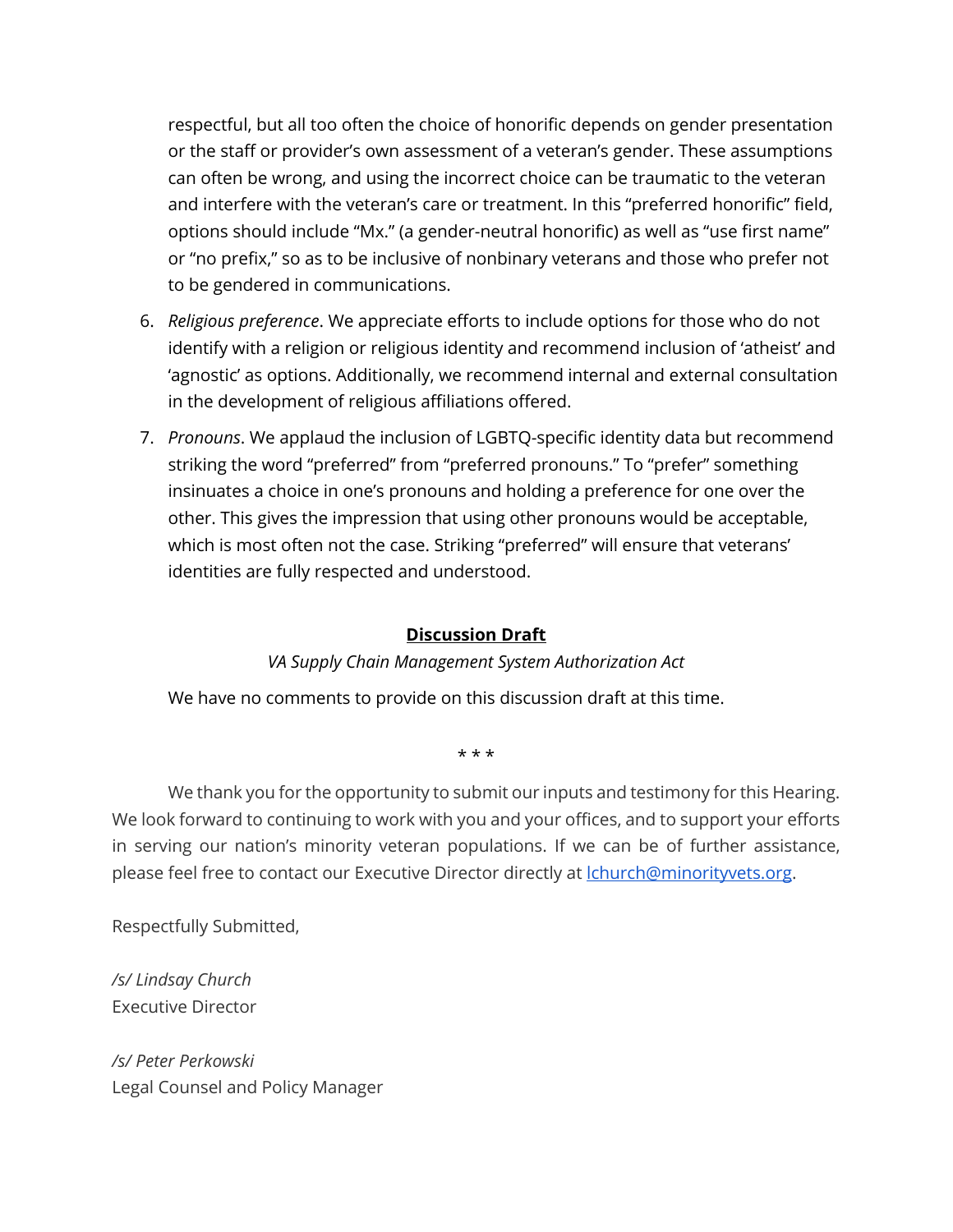respectful, but all too often the choice of honorific depends on gender presentation or the staff or provider's own assessment of a veteran's gender. These assumptions can often be wrong, and using the incorrect choice can be traumatic to the veteran and interfere with the veteran's care or treatment. In this "preferred honorific" field, options should include "Mx." (a gender-neutral honorific) as well as "use first name" or "no prefix," so as to be inclusive of nonbinary veterans and those who prefer not to be gendered in communications.

6. *Religious preference*. We appreciate efforts to include options for those who do not identify with a religion or religious identity and recommend inclusion of 'atheist' and 'agnostic' as options. Additionally, we recommend internal and external consultation in the development of religious affiliations offered.

7. *Pronouns*. We applaud the inclusion of LGBTQ-specific identity data but recommend striking the word "preferred" from "preferred pronouns." To "prefer" something insinuates a choice in one's pronouns and holding a preference for one over the other. This gives the impression that using other pronouns would be acceptable, which is most often not the case. Striking "preferred" will ensure that veterans' identities are fully respected and understood.

## **Discussion Draft**

*VA Supply Chain Management System Authorization Act*

We have no comments to provide on this discussion draft at this time.

\* \* \*

We thank you for the opportunity to submit our inputs and testimony for this Hearing. We look forward to continuing to work with you and your offices, and to support your efforts in serving our nation's minority veteran populations. If we can be of further assistance, please feel free to contact our Executive Director directly at lchurch@minorityvets.org.

Respectfully Submitted,

*/s/ Lindsay Church*
Executive Director

*/s/ Peter Perkowski*
Legal Counsel and Policy Manager